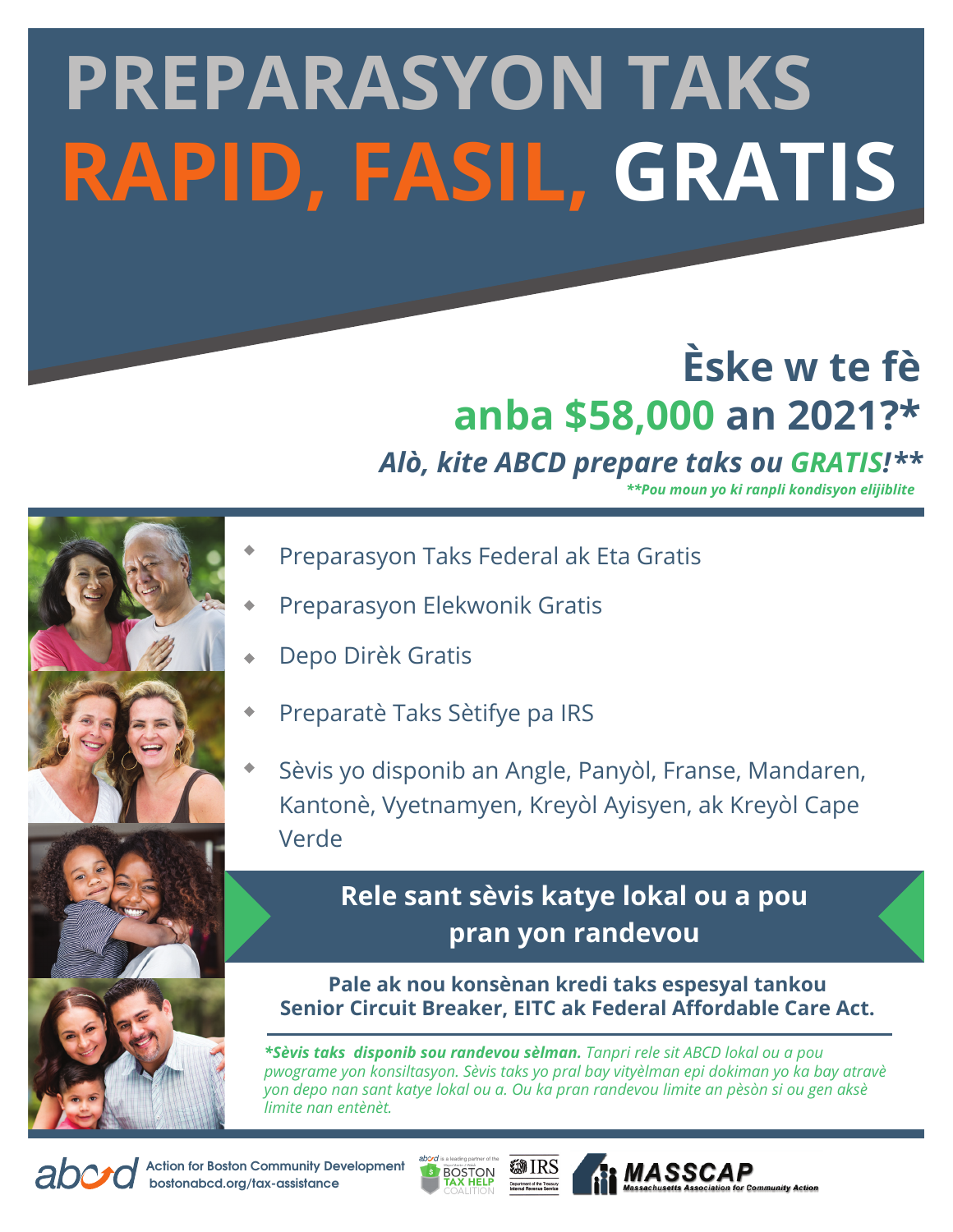# PREPARASYON TAKS RAPID, FASIL, GRATIS

## Èske w te fè anba $58,000 an 2021?*

***Alò, kite ABCD prepare taks ou GRATIS!*****

***\*\*Pou moun yo ki ranpli kondisyon elijiblite***

- Preparasyon Taks Federal ak Eta Gratis
- Preparasyon Elekwonik Gratis
- Depo Dirèk Gratis
- Preparatè Taks Sètifye pa IRS
- Sèvis yo disponib an Angle, Panyòl, Franse, Mandaren, Kantonè, Vyetnamyen, Kreyòl Ayisyen, ak Kreyòl Cape Verde

**Rele sant sèvis katye lokal ou a pou pran yon randevou**

**Pale ak nou konsènan kredi taks espesyal tankou Senior Circuit Breaker, EITC ak Federal Affordable Care Act.**

***\*Sèvis taks disponib sou randevou sèlman.** Tanpri rele sit ABCD lokal ou a pou pwograme yon konsiltasyon. Sèvis taks yo pral bay vityèlman epi dokiman yo ka bay atravè yon depo nan sant katye lokal ou a. Ou ka pran randevou limite an pèsòn si ou gen aksè limite nan entènèt.*

Action for Boston Community Development
bostonabcd.org/tax-assistance

abcd is a leading partner of the Boston Tax Help Coalition

IRS Department of the Treasury Internal Revenue Service

MASSCAP Massachusetts Association for Community Action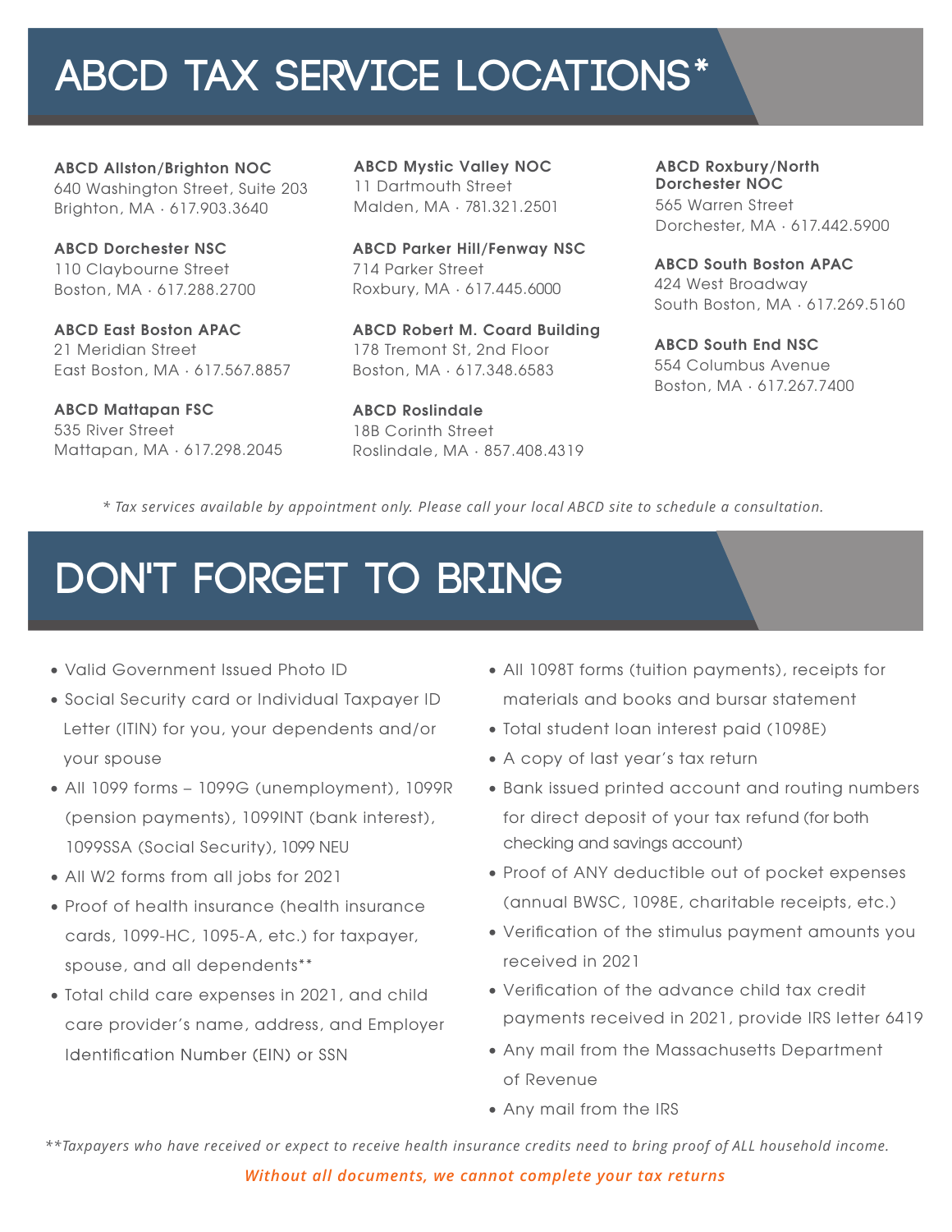# ABCD TAX SERVICE LOCATIONS*

**ABCD Allston/Brighton NOC**
640 Washington Street, Suite 203
Brighton, MA · 617.903.3640

**ABCD Dorchester NSC**
110 Claybourne Street
Boston, MA · 617.288.2700

**ABCD East Boston APAC**
21 Meridian Street
East Boston, MA · 617.567.8857

**ABCD Mattapan FSC**
535 River Street
Mattapan, MA · 617.298.2045

**ABCD Mystic Valley NOC**
11 Dartmouth Street
Malden, MA · 781.321.2501

**ABCD Parker Hill/Fenway NSC**
714 Parker Street
Roxbury, MA · 617.445.6000

**ABCD Robert M. Coard Building**
178 Tremont St, 2nd Floor
Boston, MA · 617.348.6583

**ABCD Roslindale**
18B Corinth Street
Roslindale, MA · 857.408.4319

**ABCD Roxbury/North Dorchester NOC**
565 Warren Street
Dorchester, MA · 617.442.5900

**ABCD South Boston APAC**
424 West Broadway
South Boston, MA · 617.269.5160

**ABCD South End NSC**
554 Columbus Avenue
Boston, MA · 617.267.7400

*\* Tax services available by appointment only. Please call your local ABCD site to schedule a consultation.*

# DON'T FORGET TO BRING

- Valid Government Issued Photo ID
- Social Security card or Individual Taxpayer ID Letter (ITIN) for you, your dependents and/or your spouse
- All 1099 forms – 1099G (unemployment), 1099R (pension payments), 1099INT (bank interest), 1099SSA (Social Security), 1099 NEU
- All W2 forms from all jobs for 2021
- Proof of health insurance (health insurance cards, 1099-HC, 1095-A, etc.) for taxpayer, spouse, and all dependents**
- Total child care expenses in 2021, and child care provider's name, address, and Employer Identification Number (EIN) or SSN
- All 1098T forms (tuition payments), receipts for materials and books and bursar statement
- Total student loan interest paid (1098E)
- A copy of last year's tax return
- Bank issued printed account and routing numbers for direct deposit of your tax refund (for both checking and savings account)
- Proof of ANY deductible out of pocket expenses (annual BWSC, 1098E, charitable receipts, etc.)
- Verification of the stimulus payment amounts you received in 2021
- Verification of the advance child tax credit payments received in 2021, provide IRS letter 6419
- Any mail from the Massachusetts Department of Revenue
- Any mail from the IRS

*\*\*Taxpayers who have received or expect to receive health insurance credits need to bring proof of ALL household income.*

***Without all documents, we cannot complete your tax returns***